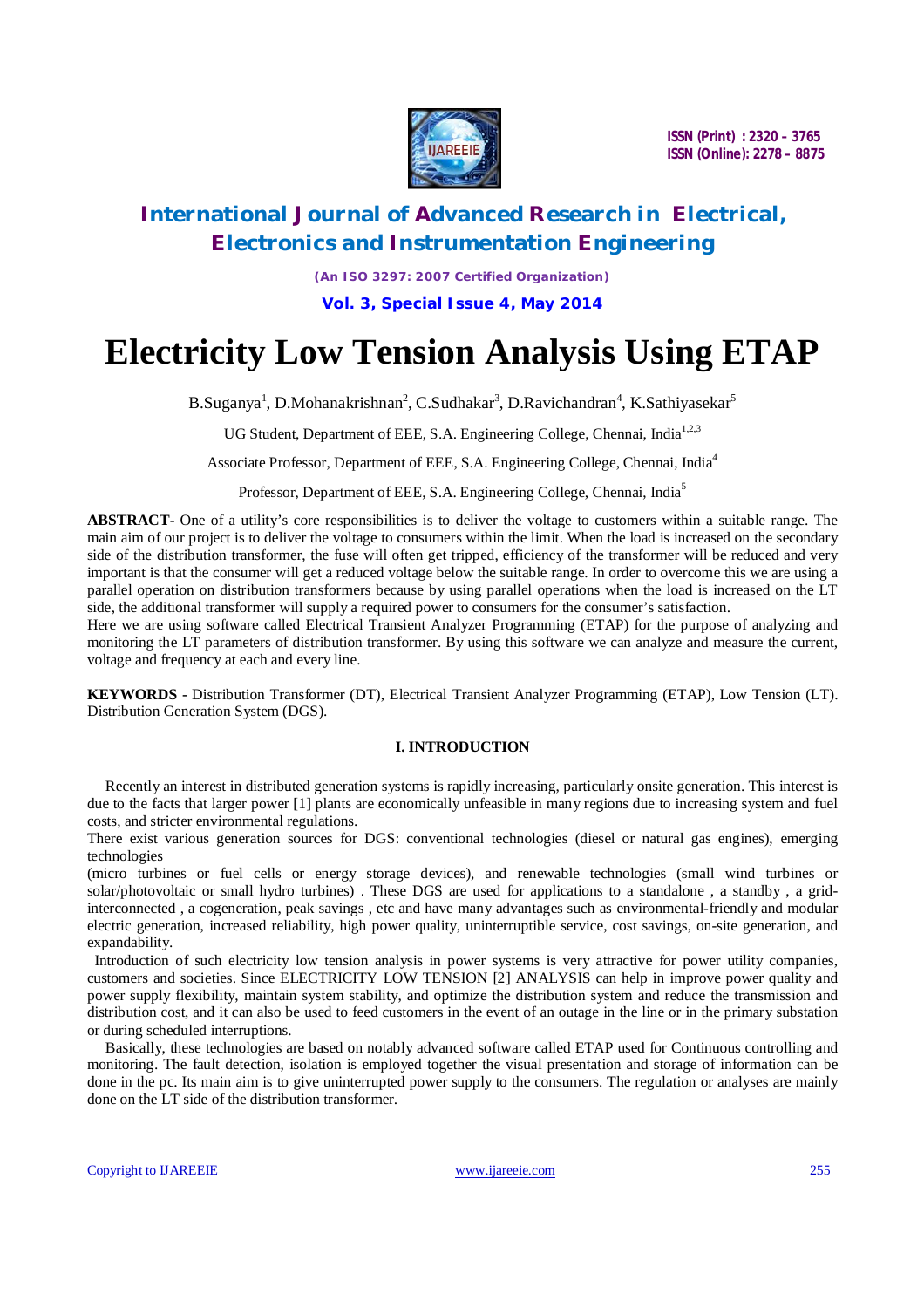# Electricity Low Tension Analysis Using ETAP

B.Suganya[1], D.Mohanakrishnan[2], C.Sudhakar[3], D.Ravichandran[4], K.Sathiyasekar[5]

UG Student, Department of EEE, S.A. Engineering College, Chennai, India[1,2,3]

Associate Professor, Department of EEE, S.A. Engineering College, Chennai, India[4]

Professor, Department of EEE, S.A. Engineering College, Chennai, India[5]

**ABSTRACT-** One of a utility's core responsibilities is to deliver the voltage to customers within a suitable range. The main aim of our project is to deliver the voltage to consumers within the limit. When the load is increased on the secondary side of the distribution transformer, the fuse will often get tripped, efficiency of the transformer will be reduced and very important is that the consumer will get a reduced voltage below the suitable range. In order to overcome this we are using a parallel operation on distribution transformers because by using parallel operations when the load is increased on the LT side, the additional transformer will supply a required power to consumers for the consumer's satisfaction.
Here we are using software called Electrical Transient Analyzer Programming (ETAP) for the purpose of analyzing and monitoring the LT parameters of distribution transformer. By using this software we can analyze and measure the current, voltage and frequency at each and every line.

**KEYWORDS** - Distribution Transformer (DT), Electrical Transient Analyzer Programming (ETAP), Low Tension (LT). Distribution Generation System (DGS).

## I. INTRODUCTION

Recently an interest in distributed generation systems is rapidly increasing, particularly onsite generation. This interest is due to the facts that larger power [1] plants are economically unfeasible in many regions due to increasing system and fuel costs, and stricter environmental regulations.
There exist various generation sources for DGS: conventional technologies (diesel or natural gas engines), emerging technologies
(micro turbines or fuel cells or energy storage devices), and renewable technologies (small wind turbines or solar/photovoltaic or small hydro turbines) . These DGS are used for applications to a standalone , a standby , a grid-interconnected , a cogeneration, peak savings , etc and have many advantages such as environmental-friendly and modular electric generation, increased reliability, high power quality, uninterruptible service, cost savings, on-site generation, and expandability.

Introduction of such electricity low tension analysis in power systems is very attractive for power utility companies, customers and societies. Since ELECTRICITY LOW TENSION [2] ANALYSIS can help in improve power quality and power supply flexibility, maintain system stability, and optimize the distribution system and reduce the transmission and distribution cost, and it can also be used to feed customers in the event of an outage in the line or in the primary substation or during scheduled interruptions.

Basically, these technologies are based on notably advanced software called ETAP used for Continuous controlling and monitoring. The fault detection, isolation is employed together the visual presentation and storage of information can be done in the pc. Its main aim is to give uninterrupted power supply to the consumers. The regulation or analyses are mainly done on the LT side of the distribution transformer.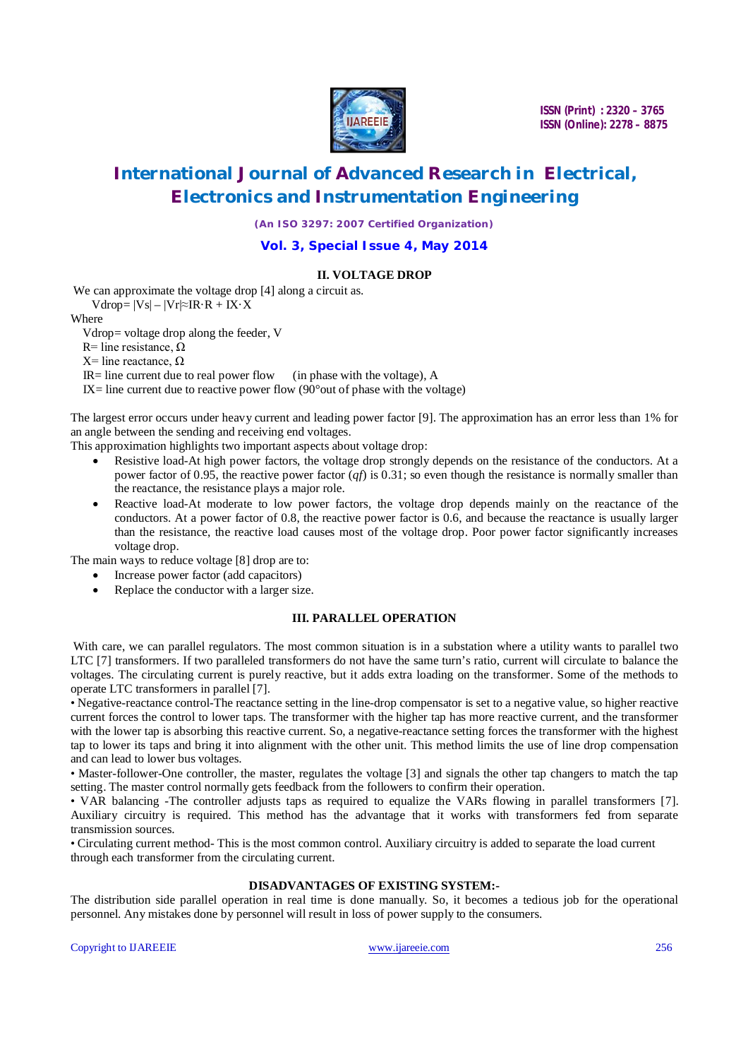## II. VOLTAGE DROP

We can approximate the voltage drop [4] along a circuit as.

$$V_{drop} = |V_s| - |V_r| \approx I_R \cdot R + I_X \cdot X$$

Where

$V_{drop}$= voltage drop along the feeder, V

R= line resistance, Ω

X= line reactance, Ω

$I_R$= line current due to real power flow (in phase with the voltage), A

$I_X$= line current due to reactive power flow (90°out of phase with the voltage)

The largest error occurs under heavy current and leading power factor [9]. The approximation has an error less than 1% for an angle between the sending and receiving end voltages.

This approximation highlights two important aspects about voltage drop:

- Resistive load-At high power factors, the voltage drop strongly depends on the resistance of the conductors. At a power factor of 0.95, the reactive power factor (*qf*) is 0.31; so even though the resistance is normally smaller than the reactance, the resistance plays a major role.
- Reactive load-At moderate to low power factors, the voltage drop depends mainly on the reactance of the conductors. At a power factor of 0.8, the reactive power factor is 0.6, and because the reactance is usually larger than the resistance, the reactive load causes most of the voltage drop. Poor power factor significantly increases voltage drop.

The main ways to reduce voltage [8] drop are to:

- Increase power factor (add capacitors)
- Replace the conductor with a larger size.

## III. PARALLEL OPERATION

With care, we can parallel regulators. The most common situation is in a substation where a utility wants to parallel two LTC [7] transformers. If two paralleled transformers do not have the same turn's ratio, current will circulate to balance the voltages. The circulating current is purely reactive, but it adds extra loading on the transformer. Some of the methods to operate LTC transformers in parallel [7].

• Negative-reactance control-The reactance setting in the line-drop compensator is set to a negative value, so higher reactive current forces the control to lower taps. The transformer with the higher tap has more reactive current, and the transformer with the lower tap is absorbing this reactive current. So, a negative-reactance setting forces the transformer with the highest tap to lower its taps and bring it into alignment with the other unit. This method limits the use of line drop compensation and can lead to lower bus voltages.

• Master-follower-One controller, the master, regulates the voltage [3] and signals the other tap changers to match the tap setting. The master control normally gets feedback from the followers to confirm their operation.

• VAR balancing -The controller adjusts taps as required to equalize the VARs flowing in parallel transformers [7]. Auxiliary circuitry is required. This method has the advantage that it works with transformers fed from separate transmission sources.

• Circulating current method- This is the most common control. Auxiliary circuitry is added to separate the load current through each transformer from the circulating current.

### DISADVANTAGES OF EXISTING SYSTEM:-

The distribution side parallel operation in real time is done manually. So, it becomes a tedious job for the operational personnel. Any mistakes done by personnel will result in loss of power supply to the consumers.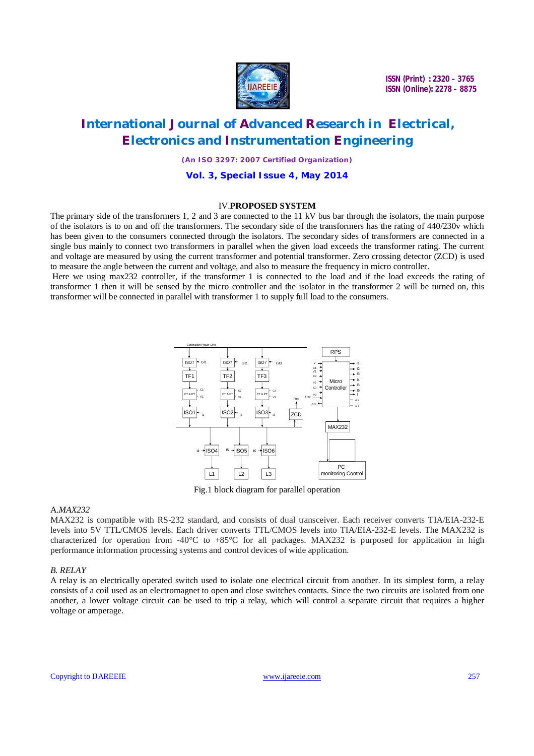## IV. PROPOSED SYSTEM

The primary side of the transformers 1, 2 and 3 are connected to the 11 kV bus bar through the isolators, the main purpose of the isolators is to on and off the transformers. The secondary side of the transformers has the rating of 440/230v which has been given to the consumers connected through the isolators. The secondary sides of transformers are connected in a single bus mainly to connect two transformers in parallel when the given load exceeds the transformer rating. The current and voltage are measured by using the current transformer and potential transformer. Zero crossing detector (ZCD) is used to measure the angle between the current and voltage, and also to measure the frequency in micro controller.

Here we using max232 controller, if the transformer 1 is connected to the load and if the load exceeds the rating of transformer 1 then it will be sensed by the micro controller and the isolator in the transformer 2 will be turned on, this transformer will be connected in parallel with transformer 1 to supply full load to the consumers.

Fig.1 block diagram for parallel operation

### A. *MAX232*

MAX232 is compatible with RS-232 standard, and consists of dual transceiver. Each receiver converts TIA/EIA-232-E levels into 5V TTL/CMOS levels. Each driver converts TTL/CMOS levels into TIA/EIA-232-E levels. The MAX232 is characterized for operation from -40°C to +85°C for all packages. MAX232 is purposed for application in high performance information processing systems and control devices of wide application.

### *B. RELAY*

A relay is an electrically operated switch used to isolate one electrical circuit from another. In its simplest form, a relay consists of a coil used as an electromagnet to open and close switches contacts. Since the two circuits are isolated from one another, a lower voltage circuit can be used to trip a relay, which will control a separate circuit that requires a higher voltage or amperage.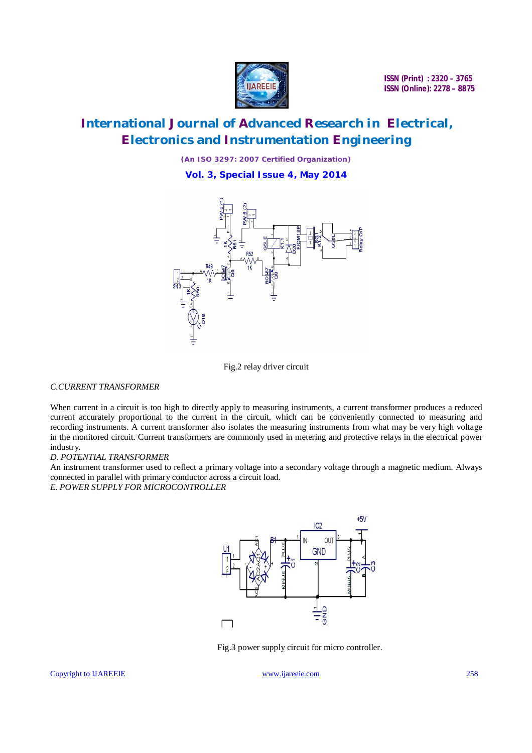Fig.2 relay driver circuit

*C.CURRENT TRANSFORMER*

When current in a circuit is too high to directly apply to measuring instruments, a current transformer produces a reduced current accurately proportional to the current in the circuit, which can be conveniently connected to measuring and recording instruments. A current transformer also isolates the measuring instruments from what may be very high voltage in the monitored circuit. Current transformers are commonly used in metering and protective relays in the electrical power industry.

*D. POTENTIAL TRANSFORMER*

An instrument transformer used to reflect a primary voltage into a secondary voltage through a magnetic medium. Always connected in parallel with primary conductor across a circuit load.

*E. POWER SUPPLY FOR MICROCONTROLLER*

Fig.3 power supply circuit for micro controller.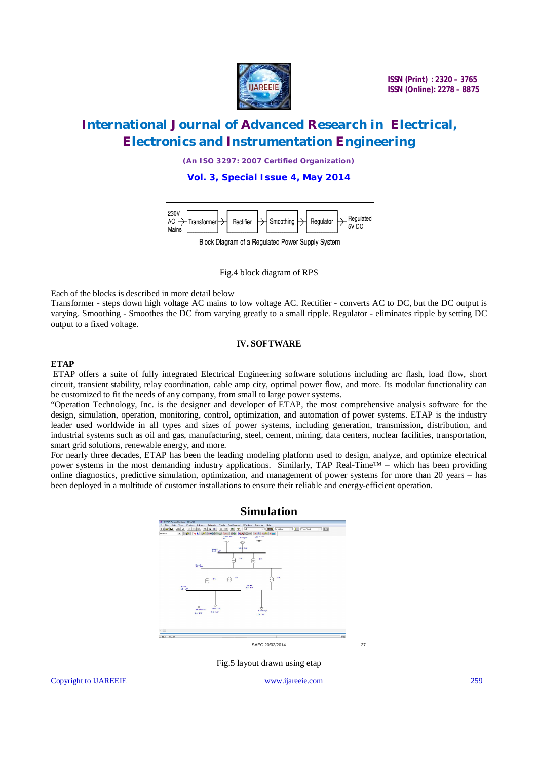Block Diagram of a Regulated Power Supply System

Fig.4 block diagram of RPS

Each of the blocks is described in more detail below

Transformer - steps down high voltage AC mains to low voltage AC. Rectifier - converts AC to DC, but the DC output is varying. Smoothing - Smoothes the DC from varying greatly to a small ripple. Regulator - eliminates ripple by setting DC output to a fixed voltage.

## IV. SOFTWARE

### ETAP

ETAP offers a suite of fully integrated Electrical Engineering software solutions including arc flash, load flow, short circuit, transient stability, relay coordination, cable amp city, optimal power flow, and more. Its modular functionality can be customized to fit the needs of any company, from small to large power systems.

"Operation Technology, Inc. is the designer and developer of ETAP, the most comprehensive analysis software for the design, simulation, operation, monitoring, control, optimization, and automation of power systems. ETAP is the industry leader used worldwide in all types and sizes of power systems, including generation, transmission, distribution, and industrial systems such as oil and gas, manufacturing, steel, cement, mining, data centers, nuclear facilities, transportation, smart grid solutions, renewable energy, and more.

For nearly three decades, ETAP has been the leading modeling platform used to design, analyze, and optimize electrical power systems in the most demanding industry applications. Similarly, TAP Real-Time™ – which has been providing online diagnostics, predictive simulation, optimization, and management of power systems for more than 20 years – has been deployed in a multitude of customer installations to ensure their reliable and energy-efficient operation.

### Simulation

SAEC 20/02/2014 27

Fig.5 layout drawn using etap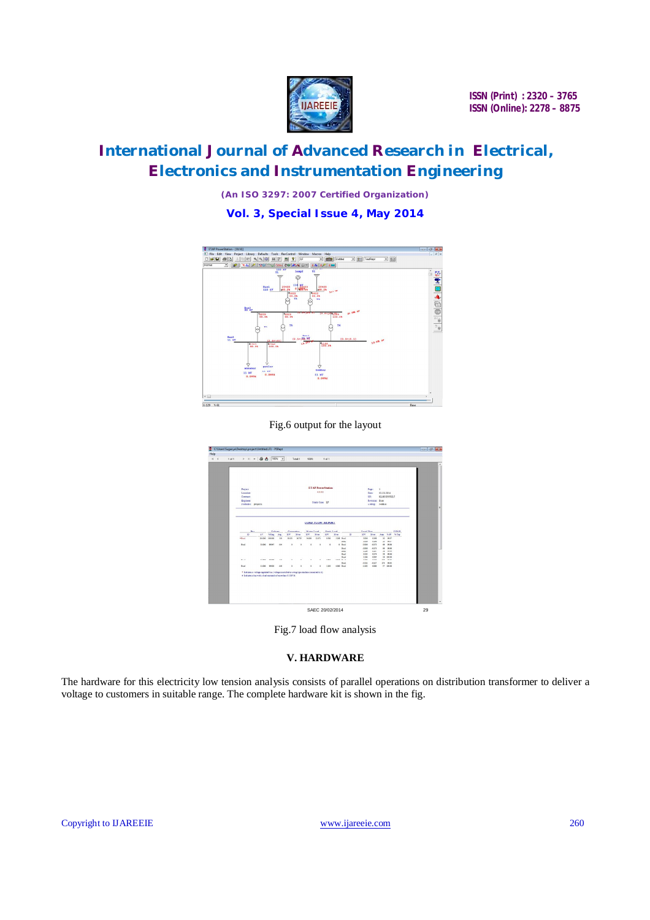Fig.6 output for the layout

Fig.7 load flow analysis

## V. HARDWARE

The hardware for this electricity low tension analysis consists of parallel operations on distribution transformer to deliver a voltage to customers in suitable range. The complete hardware kit is shown in the fig.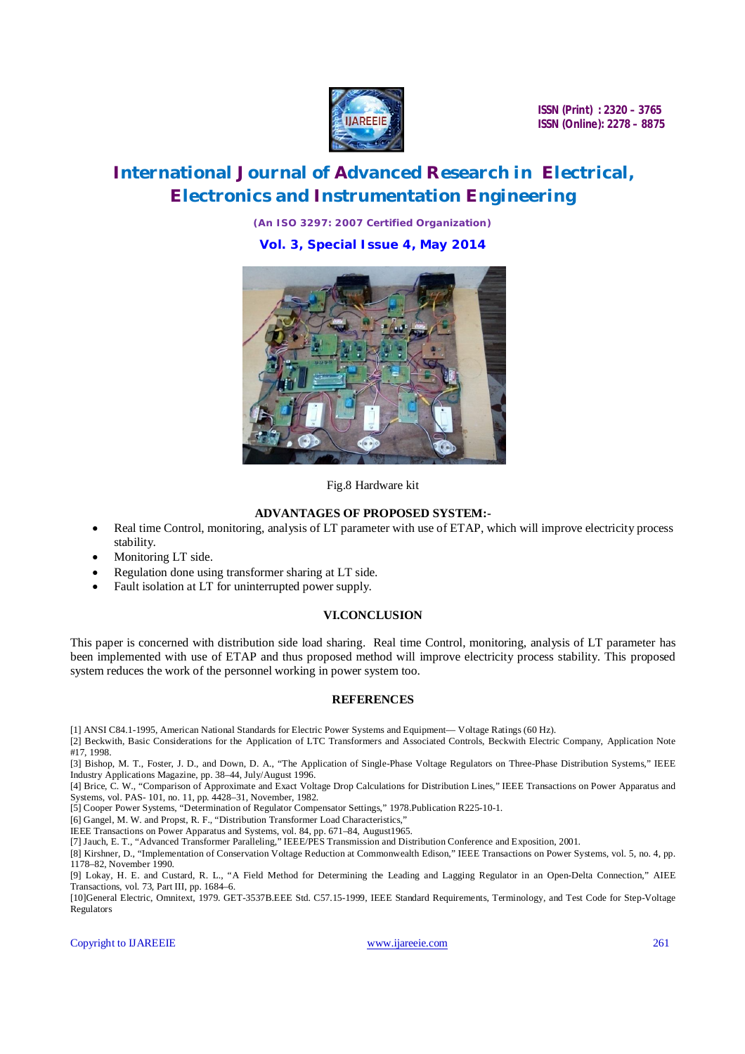Fig.8 Hardware kit

**ADVANTAGES OF PROPOSED SYSTEM:-**

- Real time Control, monitoring, analysis of LT parameter with use of ETAP, which will improve electricity process stability.
- Monitoring LT side.
- Regulation done using transformer sharing at LT side.
- Fault isolation at LT for uninterrupted power supply.

## VI.CONCLUSION

This paper is concerned with distribution side load sharing. Real time Control, monitoring, analysis of LT parameter has been implemented with use of ETAP and thus proposed method will improve electricity process stability. This proposed system reduces the work of the personnel working in power system too.

## REFERENCES

[1] ANSI C84.1-1995, American National Standards for Electric Power Systems and Equipment— Voltage Ratings (60 Hz).

[2] Beckwith, Basic Considerations for the Application of LTC Transformers and Associated Controls, Beckwith Electric Company, Application Note #17, 1998.

[3] Bishop, M. T., Foster, J. D., and Down, D. A., "The Application of Single-Phase Voltage Regulators on Three-Phase Distribution Systems," IEEE Industry Applications Magazine, pp. 38–44, July/August 1996.

[4] Brice, C. W., "Comparison of Approximate and Exact Voltage Drop Calculations for Distribution Lines," IEEE Transactions on Power Apparatus and Systems, vol. PAS- 101, no. 11, pp. 4428–31, November, 1982.

[5] Cooper Power Systems, "Determination of Regulator Compensator Settings," 1978.Publication R225-10-1.

[6] Gangel, M. W. and Propst, R. F., "Distribution Transformer Load Characteristics," IEEE Transactions on Power Apparatus and Systems, vol. 84, pp. 671–84, August1965.

[7] Jauch, E. T., "Advanced Transformer Paralleling," IEEE/PES Transmission and Distribution Conference and Exposition, 2001.

[8] Kirshner, D., "Implementation of Conservation Voltage Reduction at Commonwealth Edison," IEEE Transactions on Power Systems, vol. 5, no. 4, pp. 1178–82, November 1990.

[9] Lokay, H. E. and Custard, R. L., "A Field Method for Determining the Leading and Lagging Regulator in an Open-Delta Connection," AIEE Transactions, vol. 73, Part III, pp. 1684–6.

[10]General Electric, Omnitext, 1979. GET-3537B.EEE Std. C57.15-1999, IEEE Standard Requirements, Terminology, and Test Code for Step-Voltage Regulators